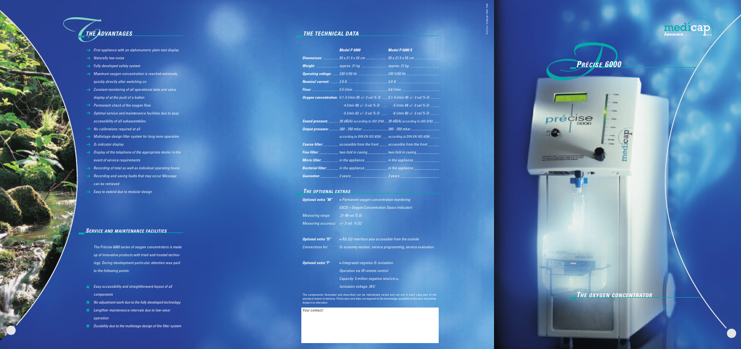## THE ADVANTAGES

- First appliance with an alphanumeric plain-text display
- Naturally low-noise
- Fully developed safety system
- Maximum oxygen concentration is reached extremely quickly directly after switching on
- Constant monitoring of all operational data and value display of at the push of a button
- Permanent check of the oxygen flow
- Optimal service and maintenance facilities due to easy accessibility of all subassemblies
- No calibrations required at all
- Multistage-design filter system for long-term operation
- $O_2$ indicator display
- Display of the telephone of the appropriate dealer in the event of service requirements
- Recording of total as well as individual operating hours
- Recording and saving faults that may occur Message can be retrieved
- Easy to extend due to modular design

## SERVICE AND MAINTENANCE FACILITIES

The Précise 6000 series of oxygen concentrators is made up of innovative products with tried-and-trusted technology. During development particular attention was paid to the following points:

- Easy accessibility and straightforward layout of all components
- No adjustment work due to the fully developed technology
- Lengthier maintenance intervals due to low-wear operation
- Durability due to the multistage design of the filter system

## THE TECHNICAL DATA

| | Model P 6000 | Model P 6000 S |
|---|---|---|
| Dimensions: | 55 x 21.5 x 55 cm | 55 x 21.5 x 55 cm |
| Weight: | approx. 21 kg | approx. 21 kg |
| Operating voltage: | 230 V/50 Hz | 230 V/50 Hz |
| Nominal current: | 2.0 A | 2.0 A |
| Flow: | 0.5 l/min | 0.6 l/min |
| Oxygen concentration: | 0.1-3 l/min 95 +/- 3 vol.% $O_2$ | 0.1-4 l/min 95 +/- 3 vol.% $O_2$ |
| | -4 l/min 90 +/- 3 vol.% $O_2$ | -5 l/min 88 +/- 3 vol.% $O_2$ |
| | -5 l/min 82 +/- 3 vol.% $O_2$ | -6 l/min 80 +/- 3 vol.% $O_2$ |
| Sound pressure: | 39 dB(A) according to ISO 3743 | 39 dB(A) according to ISO 3743 |
| Output pressure: | 300 - 350 mbar | 300 - 350 mbar |
| | according to DIN EN ISO 8359 | according to DIN EN ISO 8359 |
| Coarse filter: | accessible from the front | accessible from the front |
| Fine filter: | two-fold in casing | two-fold in casing |
| Micro filter: | in the appliance | in the appliance |
| Bacterial filter: | in the appliance | in the appliance |
| Guarantee: | 3 years | 3 years |

## THE OPTIONAL EXTRAS

**Optional extra "M"** = Permanent oxygen concentration monitoring (OCSI = Oxygen Concentration Status Indicator)

Measuring range: 21-98 vol.% $O_2$

Measuring accuracy: +/- 3 vol. % O2

**Optional extra "D"** = RS 232 interface also accessible from the outside

Connections for: $O_2$ economy monitor, service programming, service evaluation

**Optional extra "I"** = Integrated negative $O_2$ ionisation

Operation via IR remote control

Capacity: 5 million negative ions/cm³

Ionisation voltage: 3KV

The components illustrated and described can be individually varied and are not in each case part of the standard extent of delivery. Particulars and data correspond to the knowledge available at the time of printing. Subject to alteration.

Your contact:

medicap homecare

# PRÉCISE 6000

## THE OXYGEN CONCENTRATOR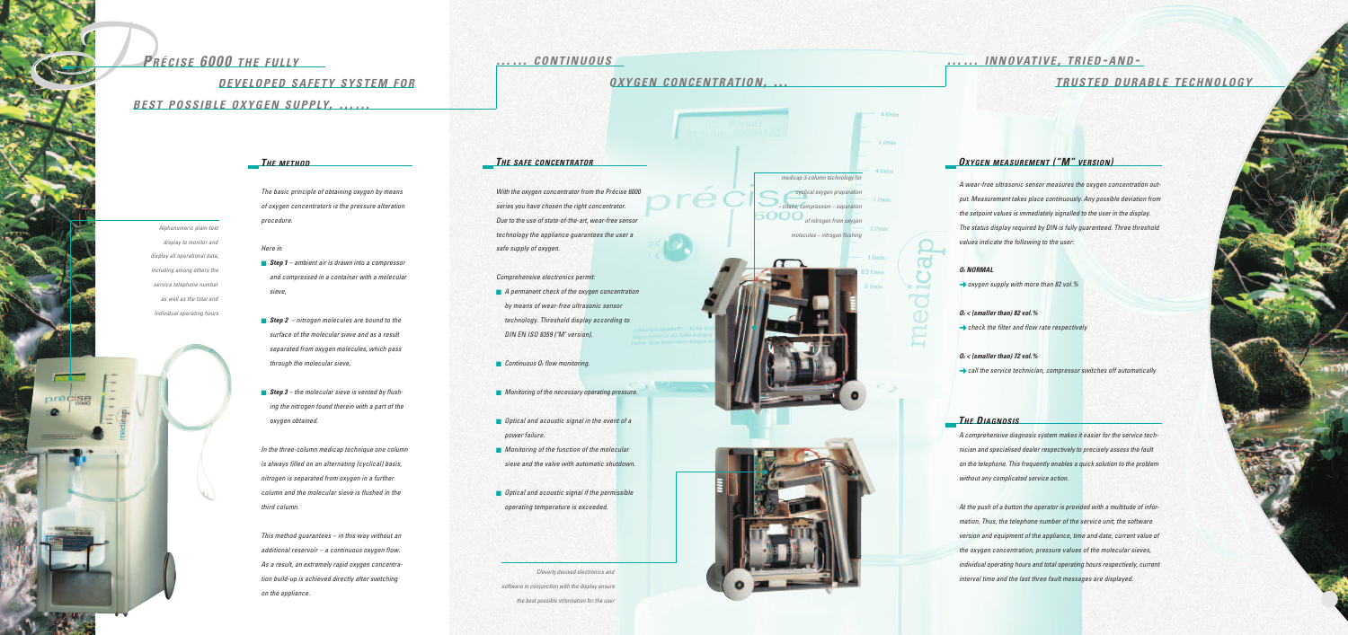# PRÉCISE 6000 THE FULLY DEVELOPED SAFETY SYSTEM FOR BEST POSSIBLE OXYGEN SUPPLY, ......

*Alphanumeric plain-text display to monitor and display all operational data, including among others the service telephone number as well as the total and individual operating hours*

## THE METHOD

*The basic principle of obtaining oxygen by means of oxygen concentrators is the pressure alteration procedure.*

*Here in*

- ***Step 1*** *– ambient air is drawn into a compressor and compressed in a container with a molecular sieve,*
- ***Step 2*** *– nitrogen molecules are bound to the surface of the molecular sieve and as a result separated from oxygen molecules, which pass through the molecular sieve,*
- ***Step 3*** *– the molecular sieve is vented by flushing the nitrogen found therein with a part of the oxygen obtained.*

*In the three-column medicap technique one column is always filled on an alternating (cyclical) basis, nitrogen is separated from oxygen in a further column and the molecular sieve is flushed in the third column.*

*This method guarantees – in this way without an additional reservoir – a continuous oxygen flow. As a result, an extremely rapid oxygen concentration build-up is achieved directly after switching on the appliance.*

# ...... CONTINUOUS OXYGEN CONCENTRATION, ...

## THE SAFE CONCENTRATOR

*With the oxygen concentrator from the Précise 6000 series you have chosen the right concentrator. Due to the use of state-of-the-art, wear-free sensor technology the appliance guarantees the user a safe supply of oxygen.*

*Comprehensive electronics permit:*

- *A permanent check of the oxygen concentration by means of wear-free ultrasonic sensor technology. Threshold display according to DIN EN ISO 8359 ("M" version).*
- *Continuous $O_2$ flow monitoring.*
- *Monitoring of the necessary operating pressure.*
- *Optical and acoustic signal in the event of a power failure.*
- *Monitoring of the function of the molecular sieve and the valve with automatic shutdown.*
- *Optical and acoustic signal if the permissible operating temperature is exceeded.*

*Cleverly devised electronics and software in conjunction with the display ensure the best possible information for the user*

*medicap 3-column technology for cyclical oxygen preparation – intake, compression – separation of nitrogen from oxygen molecules – nitrogen flushing*

# ...... INNOVATIVE, TRIED-AND-TRUSTED DURABLE TECHNOLOGY

## OXYGEN MEASUREMENT ("M" VERSION)

*A wear-free ultrasonic sensor measures the oxygen concentration output. Measurement takes place continuously. Any possible deviation from the setpoint values is immediately signalled to the user in the display. The status display required by DIN is fully guaranteed. Three threshold values indicate the following to the user:*

***$O_2$ NORMAL***

→ *oxygen supply with more than 82 vol.%*

***$O_2$ < (smaller than) 82 vol.%***

→ *check the filter and flow rate respectively*

***$O_2$ < (smaller than) 72 vol.%***

→ *call the service technician, compressor switches off automatically*

## THE DIAGNOSIS

*A comprehensive diagnosis system makes it easier for the service technician and specialised dealer respectively to precisely assess the fault on the telephone. This frequently enables a quick solution to the problem without any complicated service action.*

*At the push of a button the operator is provided with a multitude of information. Thus, the telephone number of the service unit, the software version and equipment of the appliance, time and date, current value of the oxygen concentration, pressure values of the molecular sieves, individual operating hours and total operating hours respectively, current interval time and the last three fault messages are displayed.*